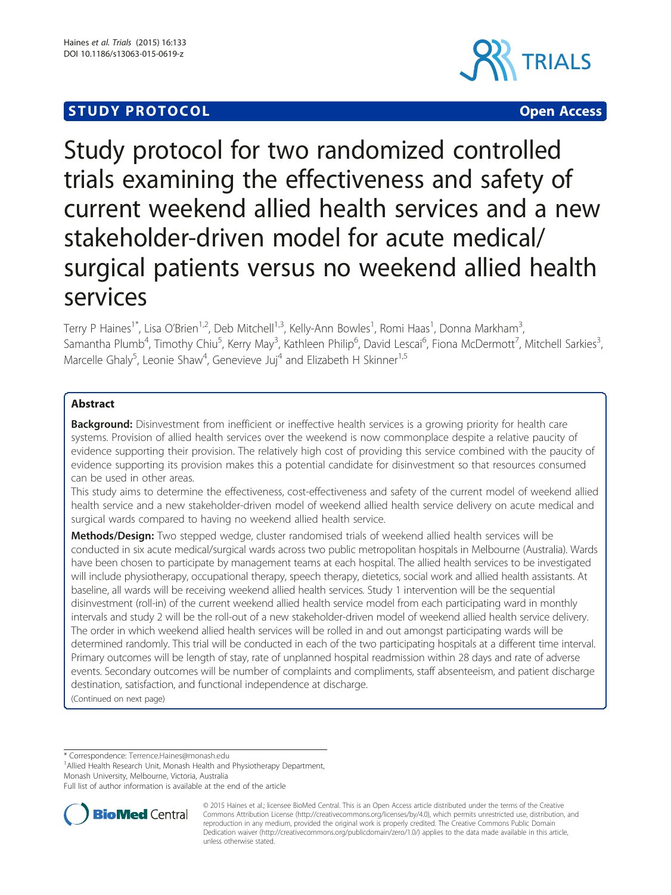STUDY PROTOCOL Open Access

# Study protocol for two randomized controlled trials examining the effectiveness and safety of current weekend allied health services and a new stakeholder-driven model for acute medical/surgical patients versus no weekend allied health services

Terry P Haines[1*], Lisa O'Brien[1,2], Deb Mitchell[1,3], Kelly-Ann Bowles[1], Romi Haas[1], Donna Markham[3], Samantha Plumb[4], Timothy Chiu[5], Kerry May[3], Kathleen Philip[6], David Lescai[6], Fiona McDermott[7], Mitchell Sarkies[3], Marcelle Ghaly[5], Leonie Shaw[4], Genevieve Juj[4] and Elizabeth H Skinner[1,5]

## Abstract

**Background:** Disinvestment from inefficient or ineffective health services is a growing priority for health care systems. Provision of allied health services over the weekend is now commonplace despite a relative paucity of evidence supporting their provision. The relatively high cost of providing this service combined with the paucity of evidence supporting its provision makes this a potential candidate for disinvestment so that resources consumed can be used in other areas.

This study aims to determine the effectiveness, cost-effectiveness and safety of the current model of weekend allied health service and a new stakeholder-driven model of weekend allied health service delivery on acute medical and surgical wards compared to having no weekend allied health service.

**Methods/Design:** Two stepped wedge, cluster randomised trials of weekend allied health services will be conducted in six acute medical/surgical wards across two public metropolitan hospitals in Melbourne (Australia). Wards have been chosen to participate by management teams at each hospital. The allied health services to be investigated will include physiotherapy, occupational therapy, speech therapy, dietetics, social work and allied health assistants. At baseline, all wards will be receiving weekend allied health services. Study 1 intervention will be the sequential disinvestment (roll-in) of the current weekend allied health service model from each participating ward in monthly intervals and study 2 will be the roll-out of a new stakeholder-driven model of weekend allied health service delivery. The order in which weekend allied health services will be rolled in and out amongst participating wards will be determined randomly. This trial will be conducted in each of the two participating hospitals at a different time interval. Primary outcomes will be length of stay, rate of unplanned hospital readmission within 28 days and rate of adverse events. Secondary outcomes will be number of complaints and compliments, staff absenteeism, and patient discharge destination, satisfaction, and functional independence at discharge.

(Continued on next page)

\* Correspondence: Terrence.Haines@monash.edu

[1]Allied Health Research Unit, Monash Health and Physiotherapy Department, Monash University, Melbourne, Victoria, Australia

Full list of author information is available at the end of the article

© 2015 Haines et al.; licensee BioMed Central. This is an Open Access article distributed under the terms of the Creative Commons Attribution License (http://creativecommons.org/licenses/by/4.0), which permits unrestricted use, distribution, and reproduction in any medium, provided the original work is properly credited. The Creative Commons Public Domain Dedication waiver (http://creativecommons.org/publicdomain/zero/1.0/) applies to the data made available in this article, unless otherwise stated.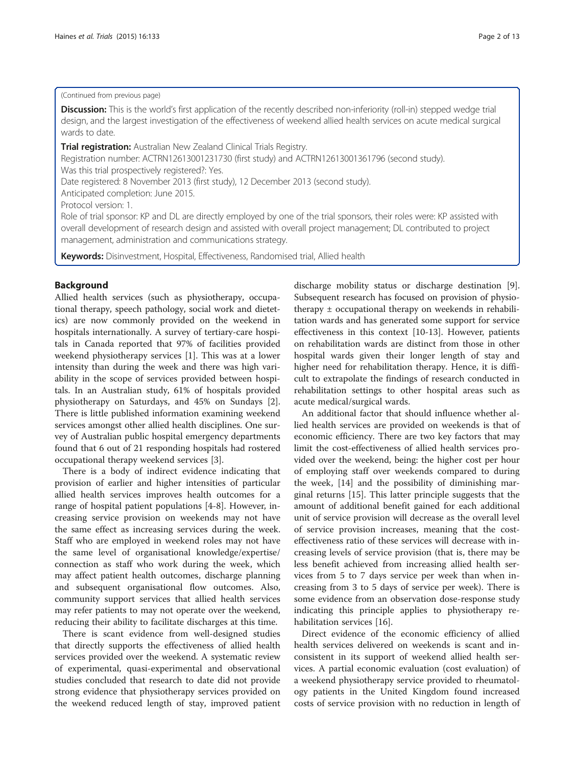(Continued from previous page)

**Discussion:** This is the world's first application of the recently described non-inferiority (roll-in) stepped wedge trial design, and the largest investigation of the effectiveness of weekend allied health services on acute medical surgical wards to date.

**Trial registration:** Australian New Zealand Clinical Trials Registry.

Registration number: ACTRN12613001231730 (first study) and ACTRN12613001361796 (second study).

Was this trial prospectively registered?: Yes.

Date registered: 8 November 2013 (first study), 12 December 2013 (second study).

Anticipated completion: June 2015.

Protocol version: 1.

Role of trial sponsor: KP and DL are directly employed by one of the trial sponsors, their roles were: KP assisted with overall development of research design and assisted with overall project management; DL contributed to project management, administration and communications strategy.

**Keywords:** Disinvestment, Hospital, Effectiveness, Randomised trial, Allied health

## Background

Allied health services (such as physiotherapy, occupational therapy, speech pathology, social work and dietetics) are now commonly provided on the weekend in hospitals internationally. A survey of tertiary-care hospitals in Canada reported that 97% of facilities provided weekend physiotherapy services [1]. This was at a lower intensity than during the week and there was high variability in the scope of services provided between hospitals. In an Australian study, 61% of hospitals provided physiotherapy on Saturdays, and 45% on Sundays [2]. There is little published information examining weekend services amongst other allied health disciplines. One survey of Australian public hospital emergency departments found that 6 out of 21 responding hospitals had rostered occupational therapy weekend services [3].

There is a body of indirect evidence indicating that provision of earlier and higher intensities of particular allied health services improves health outcomes for a range of hospital patient populations [4-8]. However, increasing service provision on weekends may not have the same effect as increasing services during the week. Staff who are employed in weekend roles may not have the same level of organisational knowledge/expertise/connection as staff who work during the week, which may affect patient health outcomes, discharge planning and subsequent organisational flow outcomes. Also, community support services that allied health services may refer patients to may not operate over the weekend, reducing their ability to facilitate discharges at this time.

There is scant evidence from well-designed studies that directly supports the effectiveness of allied health services provided over the weekend. A systematic review of experimental, quasi-experimental and observational studies concluded that research to date did not provide strong evidence that physiotherapy services provided on the weekend reduced length of stay, improved patient discharge mobility status or discharge destination [9]. Subsequent research has focused on provision of physiotherapy ± occupational therapy on weekends in rehabilitation wards and has generated some support for service effectiveness in this context [10-13]. However, patients on rehabilitation wards are distinct from those in other hospital wards given their longer length of stay and higher need for rehabilitation therapy. Hence, it is difficult to extrapolate the findings of research conducted in rehabilitation settings to other hospital areas such as acute medical/surgical wards.

An additional factor that should influence whether allied health services are provided on weekends is that of economic efficiency. There are two key factors that may limit the cost-effectiveness of allied health services provided over the weekend, being: the higher cost per hour of employing staff over weekends compared to during the week, [14] and the possibility of diminishing marginal returns [15]. This latter principle suggests that the amount of additional benefit gained for each additional unit of service provision will decrease as the overall level of service provision increases, meaning that the cost-effectiveness ratio of these services will decrease with increasing levels of service provision (that is, there may be less benefit achieved from increasing allied health services from 5 to 7 days service per week than when increasing from 3 to 5 days of service per week). There is some evidence from an observation dose-response study indicating this principle applies to physiotherapy rehabilitation services [16].

Direct evidence of the economic efficiency of allied health services delivered on weekends is scant and inconsistent in its support of weekend allied health services. A partial economic evaluation (cost evaluation) of a weekend physiotherapy service provided to rheumatology patients in the United Kingdom found increased costs of service provision with no reduction in length of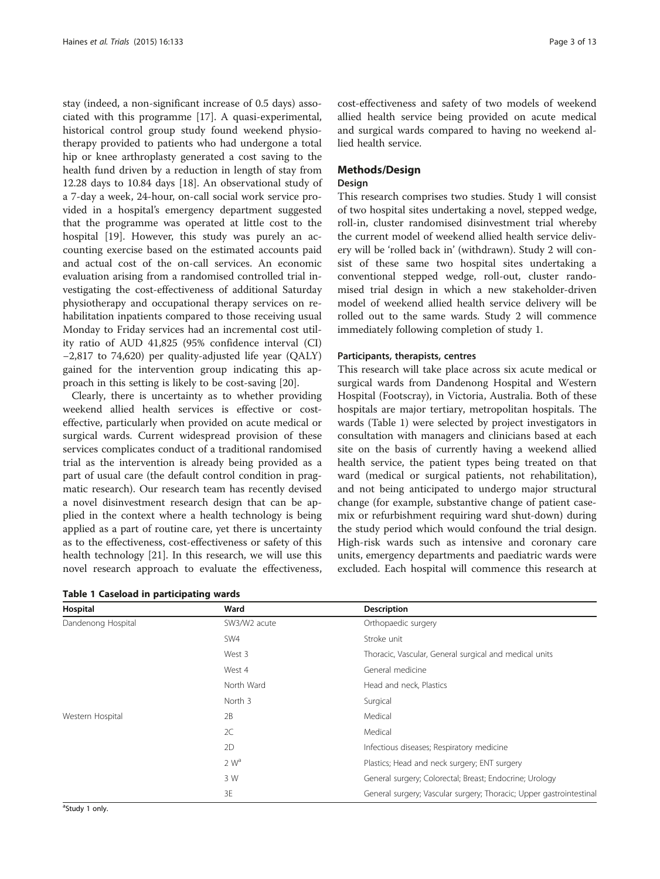stay (indeed, a non-significant increase of 0.5 days) associated with this programme [17]. A quasi-experimental, historical control group study found weekend physiotherapy provided to patients who had undergone a total hip or knee arthroplasty generated a cost saving to the health fund driven by a reduction in length of stay from 12.28 days to 10.84 days [18]. An observational study of a 7-day a week, 24-hour, on-call social work service provided in a hospital's emergency department suggested that the programme was operated at little cost to the hospital [19]. However, this study was purely an accounting exercise based on the estimated accounts paid and actual cost of the on-call services. An economic evaluation arising from a randomised controlled trial investigating the cost-effectiveness of additional Saturday physiotherapy and occupational therapy services on rehabilitation inpatients compared to those receiving usual Monday to Friday services had an incremental cost utility ratio of AUD 41,825 (95% confidence interval (CI) −2,817 to 74,620) per quality-adjusted life year (QALY) gained for the intervention group indicating this approach in this setting is likely to be cost-saving [20].

Clearly, there is uncertainty as to whether providing weekend allied health services is effective or cost-effective, particularly when provided on acute medical or surgical wards. Current widespread provision of these services complicates conduct of a traditional randomised trial as the intervention is already being provided as a part of usual care (the default control condition in pragmatic research). Our research team has recently devised a novel disinvestment research design that can be applied in the context where a health technology is being applied as a part of routine care, yet there is uncertainty as to the effectiveness, cost-effectiveness or safety of this health technology [21]. In this research, we will use this novel research approach to evaluate the effectiveness, cost-effectiveness and safety of two models of weekend allied health service being provided on acute medical and surgical wards compared to having no weekend allied health service.

## Methods/Design

### Design

This research comprises two studies. Study 1 will consist of two hospital sites undertaking a novel, stepped wedge, roll-in, cluster randomised disinvestment trial whereby the current model of weekend allied health service delivery will be 'rolled back in' (withdrawn). Study 2 will consist of these same two hospital sites undertaking a conventional stepped wedge, roll-out, cluster randomised trial design in which a new stakeholder-driven model of weekend allied health service delivery will be rolled out to the same wards. Study 2 will commence immediately following completion of study 1.

### Participants, therapists, centres

This research will take place across six acute medical or surgical wards from Dandenong Hospital and Western Hospital (Footscray), in Victoria, Australia. Both of these hospitals are major tertiary, metropolitan hospitals. The wards (Table 1) were selected by project investigators in consultation with managers and clinicians based at each site on the basis of currently having a weekend allied health service, the patient types being treated on that ward (medical or surgical patients, not rehabilitation), and not being anticipated to undergo major structural change (for example, substantive change of patient casemix or refurbishment requiring ward shut-down) during the study period which would confound the trial design. High-risk wards such as intensive and coronary care units, emergency departments and paediatric wards were excluded. Each hospital will commence this research at

**Table 1 Caseload in participating wards**

| Hospital | Ward | Description |
|---|---|---|
| Dandenong Hospital | SW3/W2 acute | Orthopaedic surgery |
| | SW4 | Stroke unit |
| | West 3 | Thoracic, Vascular, General surgical and medical units |
| | West 4 | General medicine |
| | North Ward | Head and neck, Plastics |
| | North 3 | Surgical |
| Western Hospital | 2B | Medical |
| | 2C | Medical |
| | 2D | Infectious diseases; Respiratory medicine |
| | 2 W[a] | Plastics; Head and neck surgery; ENT surgery |
| | 3 W | General surgery; Colorectal; Breast; Endocrine; Urology |
| | 3E | General surgery; Vascular surgery; Thoracic; Upper gastrointestinal |

[a]Study 1 only.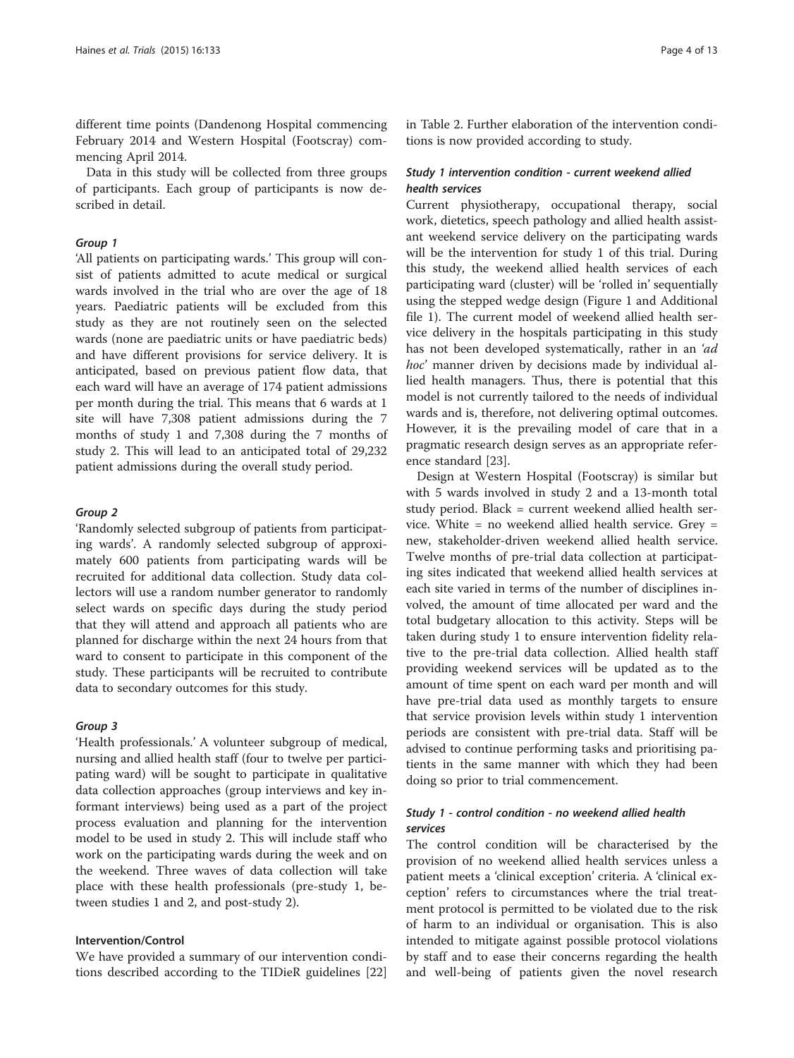different time points (Dandenong Hospital commencing February 2014 and Western Hospital (Footscray) commencing April 2014.

Data in this study will be collected from three groups of participants. Each group of participants is now described in detail.

#### *Group 1*

'All patients on participating wards.' This group will consist of patients admitted to acute medical or surgical wards involved in the trial who are over the age of 18 years. Paediatric patients will be excluded from this study as they are not routinely seen on the selected wards (none are paediatric units or have paediatric beds) and have different provisions for service delivery. It is anticipated, based on previous patient flow data, that each ward will have an average of 174 patient admissions per month during the trial. This means that 6 wards at 1 site will have 7,308 patient admissions during the 7 months of study 1 and 7,308 during the 7 months of study 2. This will lead to an anticipated total of 29,232 patient admissions during the overall study period.

#### *Group 2*

'Randomly selected subgroup of patients from participating wards'. A randomly selected subgroup of approximately 600 patients from participating wards will be recruited for additional data collection. Study data collectors will use a random number generator to randomly select wards on specific days during the study period that they will attend and approach all patients who are planned for discharge within the next 24 hours from that ward to consent to participate in this component of the study. These participants will be recruited to contribute data to secondary outcomes for this study.

#### *Group 3*

'Health professionals.' A volunteer subgroup of medical, nursing and allied health staff (four to twelve per participating ward) will be sought to participate in qualitative data collection approaches (group interviews and key informant interviews) being used as a part of the project process evaluation and planning for the intervention model to be used in study 2. This will include staff who work on the participating wards during the week and on the weekend. Three waves of data collection will take place with these health professionals (pre-study 1, between studies 1 and 2, and post-study 2).

### Intervention/Control

We have provided a summary of our intervention conditions described according to the TIDieR guidelines [22] in Table 2. Further elaboration of the intervention conditions is now provided according to study.

#### *Study 1 intervention condition - current weekend allied health services*

Current physiotherapy, occupational therapy, social work, dietetics, speech pathology and allied health assistant weekend service delivery on the participating wards will be the intervention for study 1 of this trial. During this study, the weekend allied health services of each participating ward (cluster) will be 'rolled in' sequentially using the stepped wedge design (Figure 1 and Additional file 1). The current model of weekend allied health service delivery in the hospitals participating in this study has not been developed systematically, rather in an *'ad hoc'* manner driven by decisions made by individual allied health managers. Thus, there is potential that this model is not currently tailored to the needs of individual wards and is, therefore, not delivering optimal outcomes. However, it is the prevailing model of care that in a pragmatic research design serves as an appropriate reference standard [23].

Design at Western Hospital (Footscray) is similar but with 5 wards involved in study 2 and a 13-month total study period. Black = current weekend allied health service. White = no weekend allied health service. Grey = new, stakeholder-driven weekend allied health service. Twelve months of pre-trial data collection at participating sites indicated that weekend allied health services at each site varied in terms of the number of disciplines involved, the amount of time allocated per ward and the total budgetary allocation to this activity. Steps will be taken during study 1 to ensure intervention fidelity relative to the pre-trial data collection. Allied health staff providing weekend services will be updated as to the amount of time spent on each ward per month and will have pre-trial data used as monthly targets to ensure that service provision levels within study 1 intervention periods are consistent with pre-trial data. Staff will be advised to continue performing tasks and prioritising patients in the same manner with which they had been doing so prior to trial commencement.

#### *Study 1 - control condition - no weekend allied health services*

The control condition will be characterised by the provision of no weekend allied health services unless a patient meets a 'clinical exception' criteria. A 'clinical exception' refers to circumstances where the trial treatment protocol is permitted to be violated due to the risk of harm to an individual or organisation. This is also intended to mitigate against possible protocol violations by staff and to ease their concerns regarding the health and well-being of patients given the novel research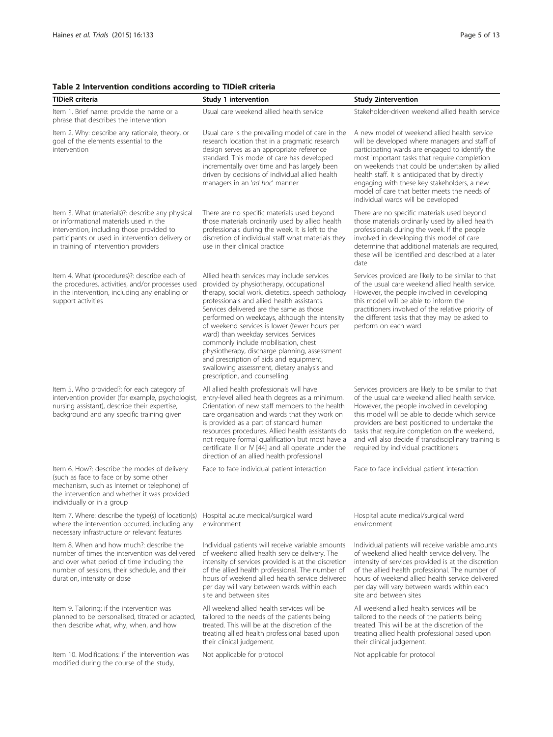**Table 2 Intervention conditions according to TIDieR criteria**

| TIDieR criteria | Study 1 intervention | Study 2intervention |
|---|---|---|
| Item 1. Brief name: provide the name or a phrase that describes the intervention | Usual care weekend allied health service | Stakeholder-driven weekend allied health service |
| Item 2. Why: describe any rationale, theory, or goal of the elements essential to the intervention | Usual care is the prevailing model of care in the research location that in a pragmatic research design serves as an appropriate reference standard. This model of care has developed incrementally over time and has largely been driven by decisions of individual allied health managers in an *'ad hoc'* manner | A new model of weekend allied health service will be developed where managers and staff of participating wards are engaged to identify the most important tasks that require completion on weekends that could be undertaken by allied health staff. It is anticipated that by directly engaging with these key stakeholders, a new model of care that better meets the needs of individual wards will be developed |
| Item 3. What (materials)?: describe any physical or informational materials used in the intervention, including those provided to participants or used in intervention delivery or in training of intervention providers | There are no specific materials used beyond those materials ordinarily used by allied health professionals during the week. It is left to the discretion of individual staff what materials they use in their clinical practice | There are no specific materials used beyond those materials ordinarily used by allied health professionals during the week. If the people involved in developing this model of care determine that additional materials are required, these will be identified and described at a later date |
| Item 4. What (procedures)?: describe each of the procedures, activities, and/or processes used in the intervention, including any enabling or support activities | Allied health services may include services provided by physiotherapy, occupational therapy, social work, dietetics, speech pathology professionals and allied health assistants. Services delivered are the same as those performed on weekdays, although the intensity of weekend services is lower (fewer hours per ward) than weekday services. Services commonly include mobilisation, chest physiotherapy, discharge planning, assessment and prescription of aids and equipment, swallowing assessment, dietary analysis and prescription, and counselling | Services provided are likely to be similar to that of the usual care weekend allied health service. However, the people involved in developing this model will be able to inform the practitioners involved of the relative priority of the different tasks that they may be asked to perform on each ward |
| Item 5. Who provided?: for each category of intervention provider (for example, psychologist, nursing assistant), describe their expertise, background and any specific training given | All allied health professionals will have entry-level allied health degrees as a minimum. Orientation of new staff members to the health care organisation and wards that they work on is provided as a part of standard human resources procedures. Allied health assistants do not require formal qualification but most have a certificate III or IV [44] and all operate under the direction of an allied health professional | Services providers are likely to be similar to that of the usual care weekend allied health service. However, the people involved in developing this model will be able to decide which service providers are best positioned to undertake the tasks that require completion on the weekend, and will also decide if transdisciplinary training is required by individual practitioners |
| Item 6. How?: describe the modes of delivery (such as face to face or by some other mechanism, such as Internet or telephone) of the intervention and whether it was provided individually or in a group | Face to face individual patient interaction | Face to face individual patient interaction |
| Item 7. Where: describe the type(s) of location(s) where the intervention occurred, including any necessary infrastructure or relevant features | Hospital acute medical/surgical ward environment | Hospital acute medical/surgical ward environment |
| Item 8. When and how much?: describe the number of times the intervention was delivered and over what period of time including the number of sessions, their schedule, and their duration, intensity or dose | Individual patients will receive variable amounts of weekend allied health service delivery. The intensity of services provided is at the discretion of the allied health professional. The number of hours of weekend allied health service delivered per day will vary between wards within each site and between sites | Individual patients will receive variable amounts of weekend allied health service delivery. The intensity of services provided is at the discretion of the allied health professional. The number of hours of weekend allied health service delivered per day will vary between wards within each site and between sites |
| Item 9. Tailoring: if the intervention was planned to be personalised, titrated or adapted, then describe what, why, when, and how | All weekend allied health services will be tailored to the needs of the patients being treated. This will be at the discretion of the treating allied health professional based upon their clinical judgement. | All weekend allied health services will be tailored to the needs of the patients being treated. This will be at the discretion of the treating allied health professional based upon their clinical judgement. |
| Item 10. Modifications: if the intervention was modified during the course of the study, | Not applicable for protocol | Not applicable for protocol |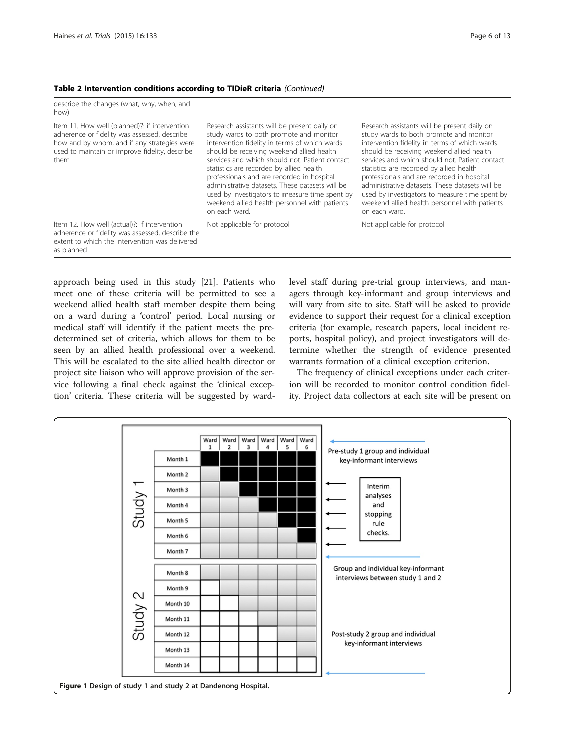**Table 2 Intervention conditions according to TIDieR criteria** *(Continued)*

| | | |
|---|---|---|
| describe the changes (what, why, when, and how) | | |
| Item 11. How well (planned)?: if intervention adherence or fidelity was assessed, describe how and by whom, and if any strategies were used to maintain or improve fidelity, describe them | Research assistants will be present daily on study wards to both promote and monitor intervention fidelity in terms of which wards should be receiving weekend allied health services and which should not. Patient contact statistics are recorded by allied health professionals and are recorded in hospital administrative datasets. These datasets will be used by investigators to measure time spent by weekend allied health personnel with patients on each ward. | Research assistants will be present daily on study wards to both promote and monitor intervention fidelity in terms of which wards should be receiving weekend allied health services and which should not. Patient contact statistics are recorded by allied health professionals and are recorded in hospital administrative datasets. These datasets will be used by investigators to measure time spent by weekend allied health personnel with patients on each ward. |
| Item 12. How well (actual)?: If intervention adherence or fidelity was assessed, describe the extent to which the intervention was delivered as planned | Not applicable for protocol | Not applicable for protocol |

approach being used in this study [21]. Patients who meet one of these criteria will be permitted to see a weekend allied health staff member despite them being on a ward during a 'control' period. Local nursing or medical staff will identify if the patient meets the pre-determined set of criteria, which allows for them to be seen by an allied health professional over a weekend. This will be escalated to the site allied health director or project site liaison who will approve provision of the service following a final check against the 'clinical exception' criteria. These criteria will be suggested by ward-level staff during pre-trial group interviews, and managers through key-informant and group interviews and will vary from site to site. Staff will be asked to provide evidence to support their request for a clinical exception criteria (for example, research papers, local incident reports, hospital policy), and project investigators will determine whether the strength of evidence presented warrants formation of a clinical exception criterion.

The frequency of clinical exceptions under each criterion will be recorded to monitor control condition fidelity. Project data collectors at each site will be present on

Study 1
Study 2
Ward 1 Ward 2 Ward 3 Ward 4 Ward 5 Ward 6
Month 1
Month 2
Month 3
Month 4
Month 5
Month 6
Month 7
Month 8
Month 9
Month 10
Month 11
Month 12
Month 13
Month 14
Pre-study 1 group and individual key-informant interviews
Interim analyses and stopping rule checks.
Group and individual key-informant interviews between study 1 and 2
Post-study 2 group and individual key-informant interviews

**Figure 1** Design of study 1 and study 2 at Dandenong Hospital.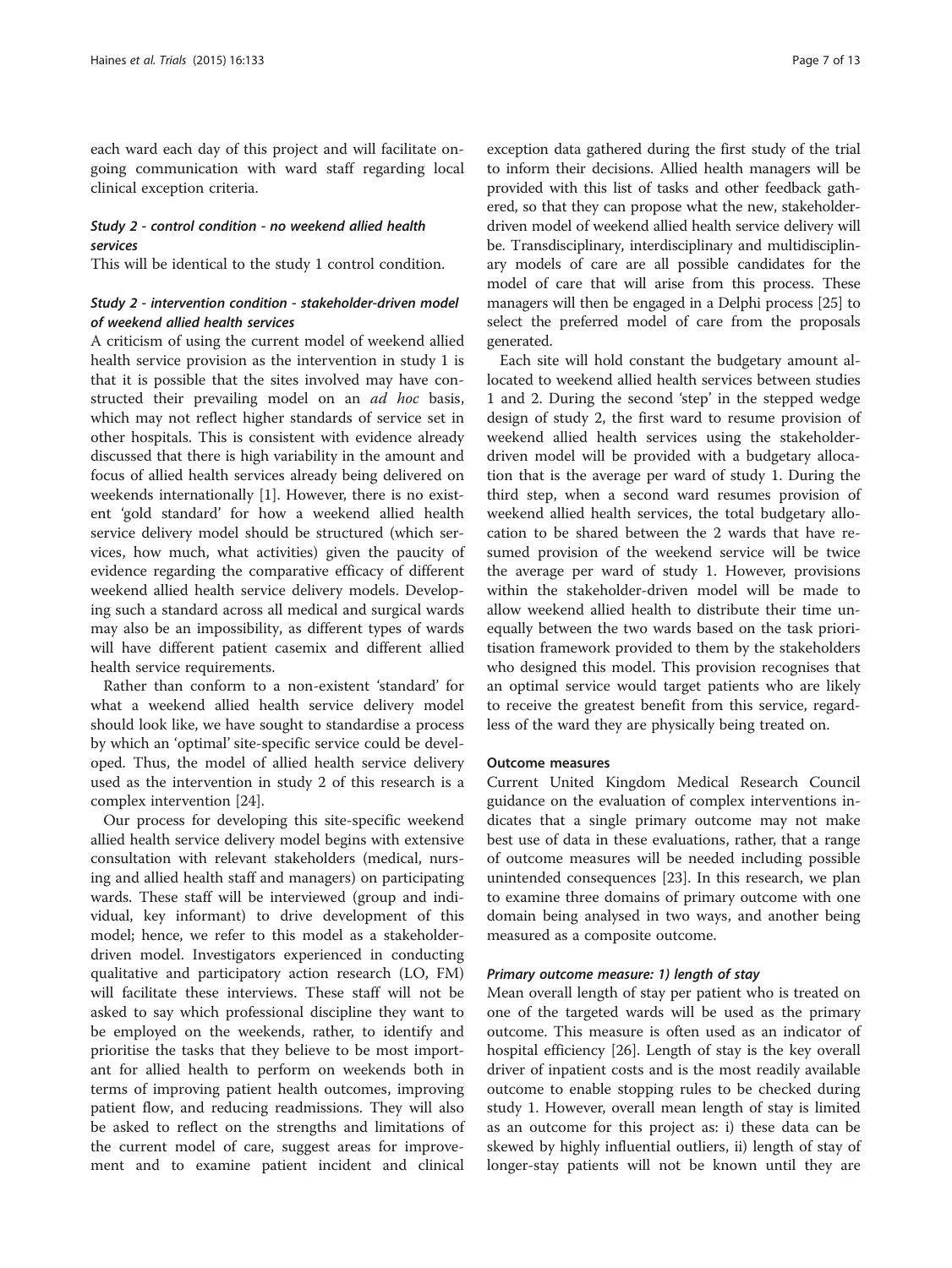each ward each day of this project and will facilitate ongoing communication with ward staff regarding local clinical exception criteria.

#### *Study 2 - control condition - no weekend allied health services*

This will be identical to the study 1 control condition.

#### *Study 2 - intervention condition - stakeholder-driven model of weekend allied health services*

A criticism of using the current model of weekend allied health service provision as the intervention in study 1 is that it is possible that the sites involved may have constructed their prevailing model on an *ad hoc* basis, which may not reflect higher standards of service set in other hospitals. This is consistent with evidence already discussed that there is high variability in the amount and focus of allied health services already being delivered on weekends internationally [1]. However, there is no existent 'gold standard' for how a weekend allied health service delivery model should be structured (which services, how much, what activities) given the paucity of evidence regarding the comparative efficacy of different weekend allied health service delivery models. Developing such a standard across all medical and surgical wards may also be an impossibility, as different types of wards will have different patient casemix and different allied health service requirements.

Rather than conform to a non-existent 'standard' for what a weekend allied health service delivery model should look like, we have sought to standardise a process by which an 'optimal' site-specific service could be developed. Thus, the model of allied health service delivery used as the intervention in study 2 of this research is a complex intervention [24].

Our process for developing this site-specific weekend allied health service delivery model begins with extensive consultation with relevant stakeholders (medical, nursing and allied health staff and managers) on participating wards. These staff will be interviewed (group and individual, key informant) to drive development of this model; hence, we refer to this model as a stakeholder-driven model. Investigators experienced in conducting qualitative and participatory action research (LO, FM) will facilitate these interviews. These staff will not be asked to say which professional discipline they want to be employed on the weekends, rather, to identify and prioritise the tasks that they believe to be most important for allied health to perform on weekends both in terms of improving patient health outcomes, improving patient flow, and reducing readmissions. They will also be asked to reflect on the strengths and limitations of the current model of care, suggest areas for improvement and to examine patient incident and clinical exception data gathered during the first study of the trial to inform their decisions. Allied health managers will be provided with this list of tasks and other feedback gathered, so that they can propose what the new, stakeholder-driven model of weekend allied health service delivery will be. Transdisciplinary, interdisciplinary and multidisciplinary models of care are all possible candidates for the model of care that will arise from this process. These managers will then be engaged in a Delphi process [25] to select the preferred model of care from the proposals generated.

Each site will hold constant the budgetary amount allocated to weekend allied health services between studies 1 and 2. During the second 'step' in the stepped wedge design of study 2, the first ward to resume provision of weekend allied health services using the stakeholder-driven model will be provided with a budgetary allocation that is the average per ward of study 1. During the third step, when a second ward resumes provision of weekend allied health services, the total budgetary allocation to be shared between the 2 wards that have resumed provision of the weekend service will be twice the average per ward of study 1. However, provisions within the stakeholder-driven model will be made to allow weekend allied health to distribute their time unequally between the two wards based on the task prioritisation framework provided to them by the stakeholders who designed this model. This provision recognises that an optimal service would target patients who are likely to receive the greatest benefit from this service, regardless of the ward they are physically being treated on.

### Outcome measures

Current United Kingdom Medical Research Council guidance on the evaluation of complex interventions indicates that a single primary outcome may not make best use of data in these evaluations, rather, that a range of outcome measures will be needed including possible unintended consequences [23]. In this research, we plan to examine three domains of primary outcome with one domain being analysed in two ways, and another being measured as a composite outcome.

#### *Primary outcome measure: 1) length of stay*

Mean overall length of stay per patient who is treated on one of the targeted wards will be used as the primary outcome. This measure is often used as an indicator of hospital efficiency [26]. Length of stay is the key overall driver of inpatient costs and is the most readily available outcome to enable stopping rules to be checked during study 1. However, overall mean length of stay is limited as an outcome for this project as: i) these data can be skewed by highly influential outliers, ii) length of stay of longer-stay patients will not be known until they are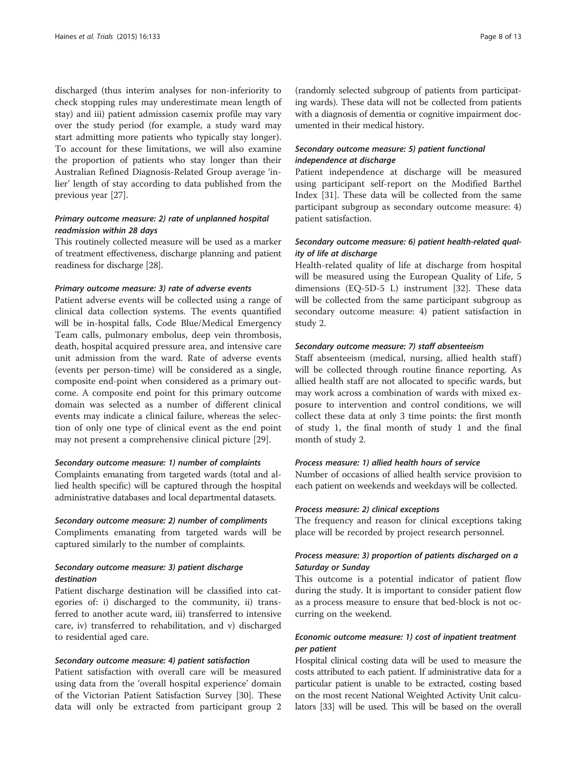discharged (thus interim analyses for non-inferiority to check stopping rules may underestimate mean length of stay) and iii) patient admission casemix profile may vary over the study period (for example, a study ward may start admitting more patients who typically stay longer). To account for these limitations, we will also examine the proportion of patients who stay longer than their Australian Refined Diagnosis-Related Group average 'in-lier' length of stay according to data published from the previous year [27].

#### *Primary outcome measure: 2) rate of unplanned hospital readmission within 28 days*

This routinely collected measure will be used as a marker of treatment effectiveness, discharge planning and patient readiness for discharge [28].

#### *Primary outcome measure: 3) rate of adverse events*

Patient adverse events will be collected using a range of clinical data collection systems. The events quantified will be in-hospital falls, Code Blue/Medical Emergency Team calls, pulmonary embolus, deep vein thrombosis, death, hospital acquired pressure area, and intensive care unit admission from the ward. Rate of adverse events (events per person-time) will be considered as a single, composite end-point when considered as a primary outcome. A composite end point for this primary outcome domain was selected as a number of different clinical events may indicate a clinical failure, whereas the selection of only one type of clinical event as the end point may not present a comprehensive clinical picture [29].

#### *Secondary outcome measure: 1) number of complaints*

Complaints emanating from targeted wards (total and allied health specific) will be captured through the hospital administrative databases and local departmental datasets.

#### *Secondary outcome measure: 2) number of compliments*

Compliments emanating from targeted wards will be captured similarly to the number of complaints.

#### *Secondary outcome measure: 3) patient discharge destination*

Patient discharge destination will be classified into categories of: i) discharged to the community, ii) transferred to another acute ward, iii) transferred to intensive care, iv) transferred to rehabilitation, and v) discharged to residential aged care.

#### *Secondary outcome measure: 4) patient satisfaction*

Patient satisfaction with overall care will be measured using data from the 'overall hospital experience' domain of the Victorian Patient Satisfaction Survey [30]. These data will only be extracted from participant group 2 (randomly selected subgroup of patients from participating wards). These data will not be collected from patients with a diagnosis of dementia or cognitive impairment documented in their medical history.

#### *Secondary outcome measure: 5) patient functional independence at discharge*

Patient independence at discharge will be measured using participant self-report on the Modified Barthel Index [31]. These data will be collected from the same participant subgroup as secondary outcome measure: 4) patient satisfaction.

#### *Secondary outcome measure: 6) patient health-related quality of life at discharge*

Health-related quality of life at discharge from hospital will be measured using the European Quality of Life, 5 dimensions (EQ-5D-5 L) instrument [32]. These data will be collected from the same participant subgroup as secondary outcome measure: 4) patient satisfaction in study 2.

#### *Secondary outcome measure: 7) staff absenteeism*

Staff absenteeism (medical, nursing, allied health staff) will be collected through routine finance reporting. As allied health staff are not allocated to specific wards, but may work across a combination of wards with mixed exposure to intervention and control conditions, we will collect these data at only 3 time points: the first month of study 1, the final month of study 1 and the final month of study 2.

#### *Process measure: 1) allied health hours of service*

Number of occasions of allied health service provision to each patient on weekends and weekdays will be collected.

#### *Process measure: 2) clinical exceptions*

The frequency and reason for clinical exceptions taking place will be recorded by project research personnel.

#### *Process measure: 3) proportion of patients discharged on a Saturday or Sunday*

This outcome is a potential indicator of patient flow during the study. It is important to consider patient flow as a process measure to ensure that bed-block is not occurring on the weekend.

#### *Economic outcome measure: 1) cost of inpatient treatment per patient*

Hospital clinical costing data will be used to measure the costs attributed to each patient. If administrative data for a particular patient is unable to be extracted, costing based on the most recent National Weighted Activity Unit calculators [33] will be used. This will be based on the overall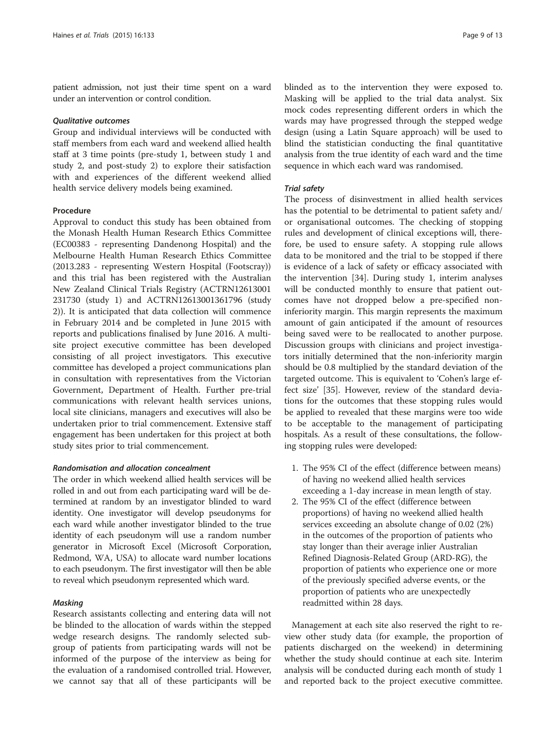patient admission, not just their time spent on a ward under an intervention or control condition.

#### *Qualitative outcomes*

Group and individual interviews will be conducted with staff members from each ward and weekend allied health staff at 3 time points (pre-study 1, between study 1 and study 2, and post-study 2) to explore their satisfaction with and experiences of the different weekend allied health service delivery models being examined.

### Procedure

Approval to conduct this study has been obtained from the Monash Health Human Research Ethics Committee (EC00383 - representing Dandenong Hospital) and the Melbourne Health Human Research Ethics Committee (2013.283 - representing Western Hospital (Footscray)) and this trial has been registered with the Australian New Zealand Clinical Trials Registry (ACTRN12613001231730 (study 1) and ACTRN12613001361796 (study 2)). It is anticipated that data collection will commence in February 2014 and be completed in June 2015 with reports and publications finalised by June 2016. A multisite project executive committee has been developed consisting of all project investigators. This executive committee has developed a project communications plan in consultation with representatives from the Victorian Government, Department of Health. Further pre-trial communications with relevant health services unions, local site clinicians, managers and executives will also be undertaken prior to trial commencement. Extensive staff engagement has been undertaken for this project at both study sites prior to trial commencement.

#### *Randomisation and allocation concealment*

The order in which weekend allied health services will be rolled in and out from each participating ward will be determined at random by an investigator blinded to ward identity. One investigator will develop pseudonyms for each ward while another investigator blinded to the true identity of each pseudonym will use a random number generator in Microsoft Excel (Microsoft Corporation, Redmond, WA, USA) to allocate ward number locations to each pseudonym. The first investigator will then be able to reveal which pseudonym represented which ward.

#### *Masking*

Research assistants collecting and entering data will not be blinded to the allocation of wards within the stepped wedge research designs. The randomly selected subgroup of patients from participating wards will not be informed of the purpose of the interview as being for the evaluation of a randomised controlled trial. However, we cannot say that all of these participants will be blinded as to the intervention they were exposed to. Masking will be applied to the trial data analyst. Six mock codes representing different orders in which the wards may have progressed through the stepped wedge design (using a Latin Square approach) will be used to blind the statistician conducting the final quantitative analysis from the true identity of each ward and the time sequence in which each ward was randomised.

#### *Trial safety*

The process of disinvestment in allied health services has the potential to be detrimental to patient safety and/or organisational outcomes. The checking of stopping rules and development of clinical exceptions will, therefore, be used to ensure safety. A stopping rule allows data to be monitored and the trial to be stopped if there is evidence of a lack of safety or efficacy associated with the intervention [34]. During study 1, interim analyses will be conducted monthly to ensure that patient outcomes have not dropped below a pre-specified non-inferiority margin. This margin represents the maximum amount of gain anticipated if the amount of resources being saved were to be reallocated to another purpose. Discussion groups with clinicians and project investigators initially determined that the non-inferiority margin should be 0.8 multiplied by the standard deviation of the targeted outcome. This is equivalent to 'Cohen's large effect size' [35]. However, review of the standard deviations for the outcomes that these stopping rules would be applied to revealed that these margins were too wide to be acceptable to the management of participating hospitals. As a result of these consultations, the following stopping rules were developed:

1. The 95% CI of the effect (difference between means) of having no weekend allied health services exceeding a 1-day increase in mean length of stay.
2. The 95% CI of the effect (difference between proportions) of having no weekend allied health services exceeding an absolute change of 0.02 (2%) in the outcomes of the proportion of patients who stay longer than their average inlier Australian Refined Diagnosis-Related Group (ARD-RG), the proportion of patients who experience one or more of the previously specified adverse events, or the proportion of patients who are unexpectedly readmitted within 28 days.

Management at each site also reserved the right to review other study data (for example, the proportion of patients discharged on the weekend) in determining whether the study should continue at each site. Interim analysis will be conducted during each month of study 1 and reported back to the project executive committee.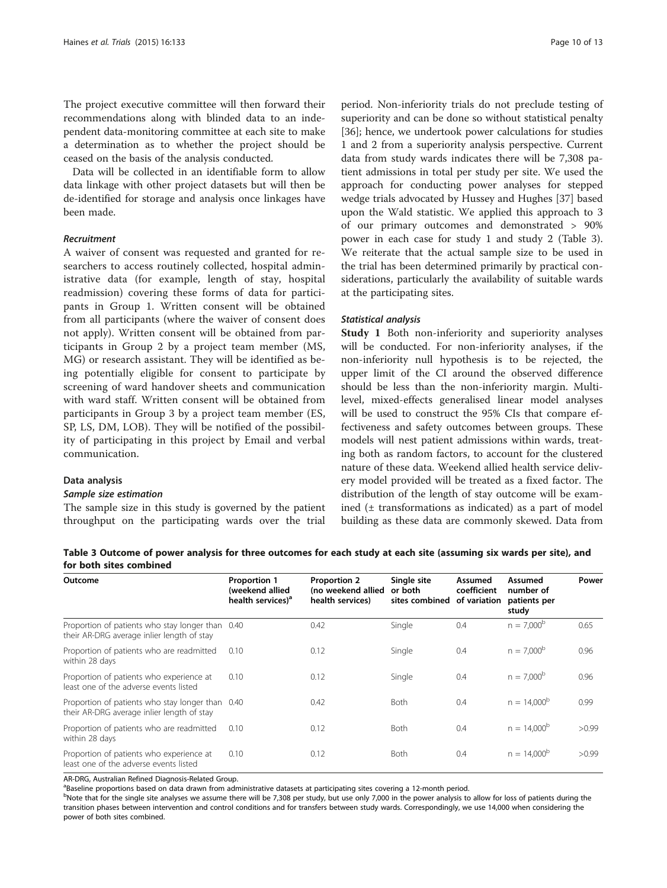The project executive committee will then forward their recommendations along with blinded data to an independent data-monitoring committee at each site to make a determination as to whether the project should be ceased on the basis of the analysis conducted.

Data will be collected in an identifiable form to allow data linkage with other project datasets but will then be de-identified for storage and analysis once linkages have been made.

#### *Recruitment*

A waiver of consent was requested and granted for researchers to access routinely collected, hospital administrative data (for example, length of stay, hospital readmission) covering these forms of data for participants in Group 1. Written consent will be obtained from all participants (where the waiver of consent does not apply). Written consent will be obtained from participants in Group 2 by a project team member (MS, MG) or research assistant. They will be identified as being potentially eligible for consent to participate by screening of ward handover sheets and communication with ward staff. Written consent will be obtained from participants in Group 3 by a project team member (ES, SP, LS, DM, LOB). They will be notified of the possibility of participating in this project by Email and verbal communication.

### Data analysis

#### *Sample size estimation*

The sample size in this study is governed by the patient throughput on the participating wards over the trial period. Non-inferiority trials do not preclude testing of superiority and can be done so without statistical penalty [36]; hence, we undertook power calculations for studies 1 and 2 from a superiority analysis perspective. Current data from study wards indicates there will be 7,308 patient admissions in total per study per site. We used the approach for conducting power analyses for stepped wedge trials advocated by Hussey and Hughes [37] based upon the Wald statistic. We applied this approach to 3 of our primary outcomes and demonstrated > 90% power in each case for study 1 and study 2 (Table 3). We reiterate that the actual sample size to be used in the trial has been determined primarily by practical considerations, particularly the availability of suitable wards at the participating sites.

#### *Statistical analysis*

**Study 1** Both non-inferiority and superiority analyses will be conducted. For non-inferiority analyses, if the non-inferiority null hypothesis is to be rejected, the upper limit of the CI around the observed difference should be less than the non-inferiority margin. Multi-level, mixed-effects generalised linear model analyses will be used to construct the 95% CIs that compare effectiveness and safety outcomes between groups. These models will nest patient admissions within wards, treating both as random factors, to account for the clustered nature of these data. Weekend allied health service delivery model provided will be treated as a fixed factor. The distribution of the length of stay outcome will be examined (± transformations as indicated) as a part of model building as these data are commonly skewed. Data from

**Table 3 Outcome of power analysis for three outcomes for each study at each site (assuming six wards per site), and for both sites combined**

| Outcome | Proportion 1 (weekend allied health services)[a] | Proportion 2 (no weekend allied health services) | Single site or both sites combined | Assumed coefficient of variation | Assumed number of patients per study | Power |
|---|---|---|---|---|---|---|
| Proportion of patients who stay longer than their AR-DRG average inlier length of stay | 0.40 | 0.42 | Single | 0.4 | n = 7,000[b] | 0.65 |
| Proportion of patients who are readmitted within 28 days | 0.10 | 0.12 | Single | 0.4 | n = 7,000[b] | 0.96 |
| Proportion of patients who experience at least one of the adverse events listed | 0.10 | 0.12 | Single | 0.4 | n = 7,000[b] | 0.96 |
| Proportion of patients who stay longer than their AR-DRG average inlier length of stay | 0.40 | 0.42 | Both | 0.4 | n = 14,000[b] | 0.99 |
| Proportion of patients who are readmitted within 28 days | 0.10 | 0.12 | Both | 0.4 | n = 14,000[b] | >0.99 |
| Proportion of patients who experience at least one of the adverse events listed | 0.10 | 0.12 | Both | 0.4 | n = 14,000[b] | >0.99 |

AR-DRG, Australian Refined Diagnosis-Related Group.

[a]Baseline proportions based on data drawn from administrative datasets at participating sites covering a 12-month period.

[b]Note that for the single site analyses we assume there will be 7,308 per study, but use only 7,000 in the power analysis to allow for loss of patients during the transition phases between intervention and control conditions and for transfers between study wards. Correspondingly, we use 14,000 when considering the power of both sites combined.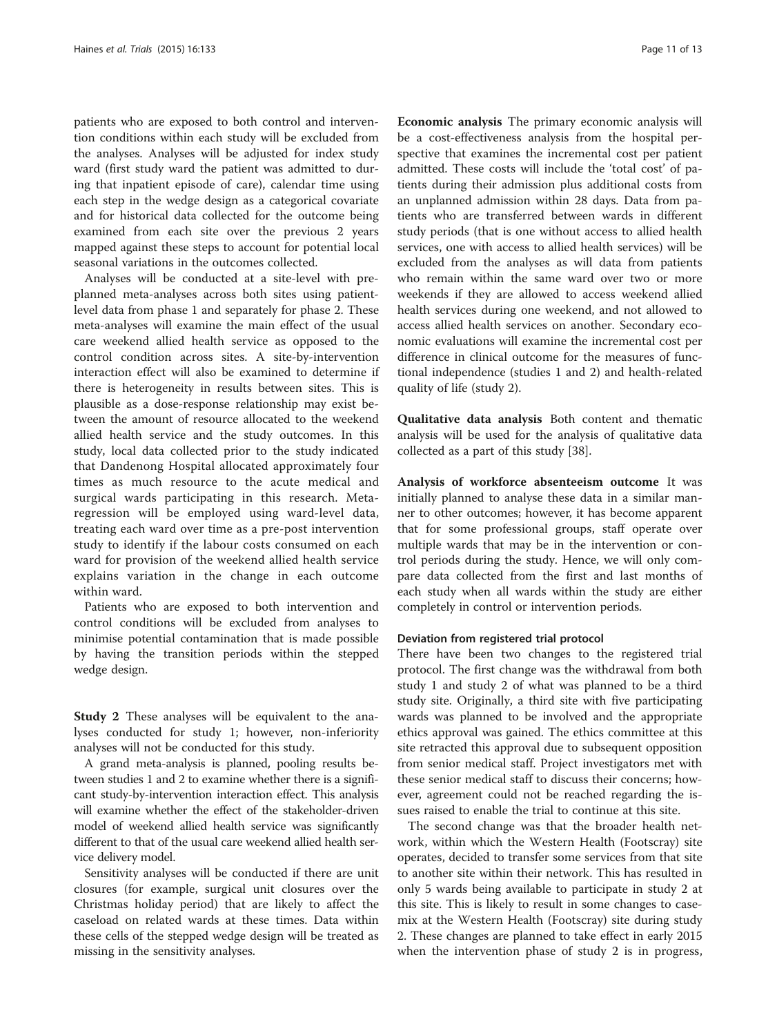patients who are exposed to both control and intervention conditions within each study will be excluded from the analyses. Analyses will be adjusted for index study ward (first study ward the patient was admitted to during that inpatient episode of care), calendar time using each step in the wedge design as a categorical covariate and for historical data collected for the outcome being examined from each site over the previous 2 years mapped against these steps to account for potential local seasonal variations in the outcomes collected.

Analyses will be conducted at a site-level with pre-planned meta-analyses across both sites using patient-level data from phase 1 and separately for phase 2. These meta-analyses will examine the main effect of the usual care weekend allied health service as opposed to the control condition across sites. A site-by-intervention interaction effect will also be examined to determine if there is heterogeneity in results between sites. This is plausible as a dose-response relationship may exist between the amount of resource allocated to the weekend allied health service and the study outcomes. In this study, local data collected prior to the study indicated that Dandenong Hospital allocated approximately four times as much resource to the acute medical and surgical wards participating in this research. Meta-regression will be employed using ward-level data, treating each ward over time as a pre-post intervention study to identify if the labour costs consumed on each ward for provision of the weekend allied health service explains variation in the change in each outcome within ward.

Patients who are exposed to both intervention and control conditions will be excluded from analyses to minimise potential contamination that is made possible by having the transition periods within the stepped wedge design.

**Study 2** These analyses will be equivalent to the analyses conducted for study 1; however, non-inferiority analyses will not be conducted for this study.

A grand meta-analysis is planned, pooling results between studies 1 and 2 to examine whether there is a significant study-by-intervention interaction effect. This analysis will examine whether the effect of the stakeholder-driven model of weekend allied health service was significantly different to that of the usual care weekend allied health service delivery model.

Sensitivity analyses will be conducted if there are unit closures (for example, surgical unit closures over the Christmas holiday period) that are likely to affect the caseload on related wards at these times. Data within these cells of the stepped wedge design will be treated as missing in the sensitivity analyses.

**Economic analysis** The primary economic analysis will be a cost-effectiveness analysis from the hospital perspective that examines the incremental cost per patient admitted. These costs will include the 'total cost' of patients during their admission plus additional costs from an unplanned admission within 28 days. Data from patients who are transferred between wards in different study periods (that is one without access to allied health services, one with access to allied health services) will be excluded from the analyses as will data from patients who remain within the same ward over two or more weekends if they are allowed to access weekend allied health services during one weekend, and not allowed to access allied health services on another. Secondary economic evaluations will examine the incremental cost per difference in clinical outcome for the measures of functional independence (studies 1 and 2) and health-related quality of life (study 2).

**Qualitative data analysis** Both content and thematic analysis will be used for the analysis of qualitative data collected as a part of this study [38].

**Analysis of workforce absenteeism outcome** It was initially planned to analyse these data in a similar manner to other outcomes; however, it has become apparent that for some professional groups, staff operate over multiple wards that may be in the intervention or control periods during the study. Hence, we will only compare data collected from the first and last months of each study when all wards within the study are either completely in control or intervention periods.

#### Deviation from registered trial protocol

There have been two changes to the registered trial protocol. The first change was the withdrawal from both study 1 and study 2 of what was planned to be a third study site. Originally, a third site with five participating wards was planned to be involved and the appropriate ethics approval was gained. The ethics committee at this site retracted this approval due to subsequent opposition from senior medical staff. Project investigators met with these senior medical staff to discuss their concerns; however, agreement could not be reached regarding the issues raised to enable the trial to continue at this site.

The second change was that the broader health network, within which the Western Health (Footscray) site operates, decided to transfer some services from that site to another site within their network. This has resulted in only 5 wards being available to participate in study 2 at this site. This is likely to result in some changes to casemix at the Western Health (Footscray) site during study 2. These changes are planned to take effect in early 2015 when the intervention phase of study 2 is in progress,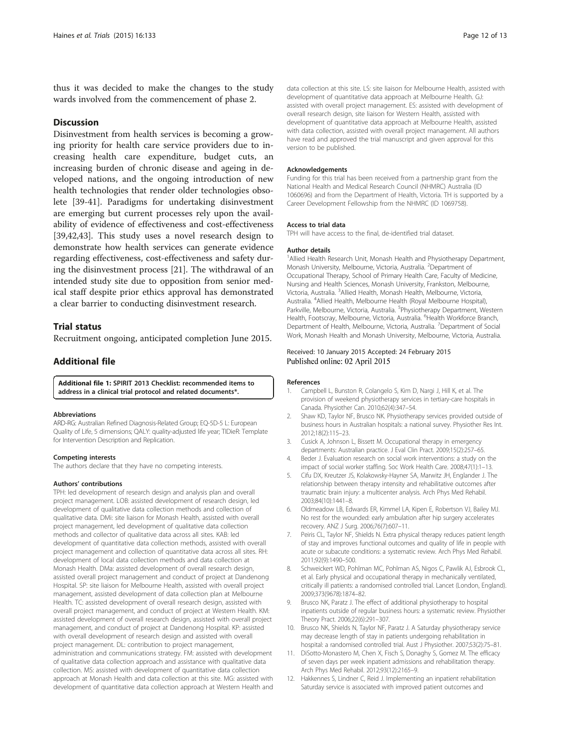thus it was decided to make the changes to the study wards involved from the commencement of phase 2.

## Discussion

Disinvestment from health services is becoming a growing priority for health care service providers due to increasing health care expenditure, budget cuts, an increasing burden of chronic disease and ageing in developed nations, and the ongoing introduction of new health technologies that render older technologies obsolete [39-41]. Paradigms for undertaking disinvestment are emerging but current processes rely upon the availability of evidence of effectiveness and cost-effectiveness [39,42,43]. This study uses a novel research design to demonstrate how health services can generate evidence regarding effectiveness, cost-effectiveness and safety during the disinvestment process [21]. The withdrawal of an intended study site due to opposition from senior medical staff despite prior ethics approval has demonstrated a clear barrier to conducting disinvestment research.

## Trial status

Recruitment ongoing, anticipated completion June 2015.

## Additional file

**Additional file 1: SPIRIT 2013 Checklist: recommended items to address in a clinical trial protocol and related documents*.**

#### Abbreviations

ARD-RG: Australian Refined Diagnosis-Related Group; EQ-5D-5 L: European Quality of Life, 5 dimensions; QALY: quality-adjusted life year; TIDieR: Template for Intervention Description and Replication.

#### Competing interests

The authors declare that they have no competing interests.

#### Authors' contributions

TPH: led development of research design and analysis plan and overall project management. LOB: assisted development of research design, led development of qualitative data collection methods and collection of qualitative data. DMi: site liaison for Monash Health, assisted with overall project management, led development of qualitative data collection methods and collector of qualitative data across all sites. KAB: led development of quantitative data collection methods, assisted with overall project management and collection of quantitative data across all sites. RH: development of local data collection methods and data collection at Monash Health. DMa: assisted development of overall research design, assisted overall project management and conduct of project at Dandenong Hospital. SP: site liaison for Melbourne Health, assisted with overall project management, assisted development of data collection plan at Melbourne Health. TC: assisted development of overall research design, assisted with overall project management, and conduct of project at Western Health. KM: assisted development of overall research design, assisted with overall project management, and conduct of project at Dandenong Hospital. KP: assisted with overall development of research design and assisted with overall project management. DL: contribution to project management, administration and communications strategy. FM: assisted with development of qualitative data collection approach and assistance with qualitative data collection. MS: assisted with development of quantitative data collection approach at Monash Health and data collection at this site. MG: assisted with development of quantitative data collection approach at Western Health and data collection at this site. LS: site liaison for Melbourne Health, assisted with development of quantitative data approach at Melbourne Health. GJ: assisted with overall project management. ES: assisted with development of overall research design, site liaison for Western Health, assisted with development of quantitative data approach at Melbourne Health, assisted with data collection, assisted with overall project management. All authors have read and approved the trial manuscript and given approval for this version to be published.

#### Acknowledgements

Funding for this trial has been received from a partnership grant from the National Health and Medical Research Council (NHMRC) Australia (ID 1060696) and from the Department of Health, Victoria. TH is supported by a Career Development Fellowship from the NHMRC (ID 1069758).

#### Access to trial data

TPH will have access to the final, de-identified trial dataset.

#### Author details

[1]Allied Health Research Unit, Monash Health and Physiotherapy Department, Monash University, Melbourne, Victoria, Australia. [2]Department of Occupational Therapy, School of Primary Health Care, Faculty of Medicine, Nursing and Health Sciences, Monash University, Frankston, Melbourne, Victoria, Australia. [3]Allied Health, Monash Health, Melbourne, Victoria, Australia. [4]Allied Health, Melbourne Health (Royal Melbourne Hospital), Parkville, Melbourne, Victoria, Australia. [5]Physiotherapy Department, Western Health, Footscray, Melbourne, Victoria, Australia. [6]Health Workforce Branch, Department of Health, Melbourne, Victoria, Australia. [7]Department of Social Work, Monash Health and Monash University, Melbourne, Victoria, Australia.

Received: 10 January 2015 Accepted: 24 February 2015
Published online: 02 April 2015

#### References

1. Campbell L, Bunston R, Colangelo S, Kim D, Nargi J, Hill K, et al. The provision of weekend physiotherapy services in tertiary-care hospitals in Canada. Physiother Can. 2010;62(4):347–54.
2. Shaw KD, Taylor NF, Brusco NK. Physiotherapy services provided outside of business hours in Australian hospitals: a national survey. Physiother Res Int. 2012;18(2):115–23.
3. Cusick A, Johnson L, Bissett M. Occupational therapy in emergency departments: Australian practice. J Eval Clin Pract. 2009;15(2):257–65.
4. Beder J. Evaluation research on social work interventions: a study on the impact of social worker staffing. Soc Work Health Care. 2008;47(1):1–13.
5. Cifu DX, Kreutzer JS, Kolakowsky-Hayner SA, Marwitz JH, Englander J. The relationship between therapy intensity and rehabilitative outcomes after traumatic brain injury: a multicenter analysis. Arch Phys Med Rehabil. 2003;84(10):1441–8.
6. Oldmeadow LB, Edwards ER, Kimmel LA, Kipen E, Robertson VJ, Bailey MJ. No rest for the wounded: early ambulation after hip surgery accelerates recovery. ANZ J Surg. 2006;76(7):607–11.
7. Peiris CL, Taylor NF, Shields N. Extra physical therapy reduces patient length of stay and improves functional outcomes and quality of life in people with acute or subacute conditions: a systematic review. Arch Phys Med Rehabil. 2011;92(9):1490–500.
8. Schweickert WD, Pohlman MC, Pohlman AS, Nigos C, Pawlik AJ, Esbrook CL, et al. Early physical and occupational therapy in mechanically ventilated, critically ill patients: a randomised controlled trial. Lancet (London, England). 2009;373(9678):1874–82.
9. Brusco NK, Paratz J. The effect of additional physiotherapy to hospital inpatients outside of regular business hours: a systematic review. Physiother Theory Pract. 2006;22(6):291–307.
10. Brusco NK, Shields N, Taylor NF, Paratz J. A Saturday physiotherapy service may decrease length of stay in patients undergoing rehabilitation in hospital: a randomised controlled trial. Aust J Physiother. 2007;53(2):75–81.
11. DiSotto-Monastero M, Chen X, Fisch S, Donaghy S, Gomez M. The efficacy of seven days per week inpatient admissions and rehabilitation therapy. Arch Phys Med Rehabil. 2012;93(12):2165–9.
12. Hakkennes S, Lindner C, Reid J. Implementing an inpatient rehabilitation Saturday service is associated with improved patient outcomes and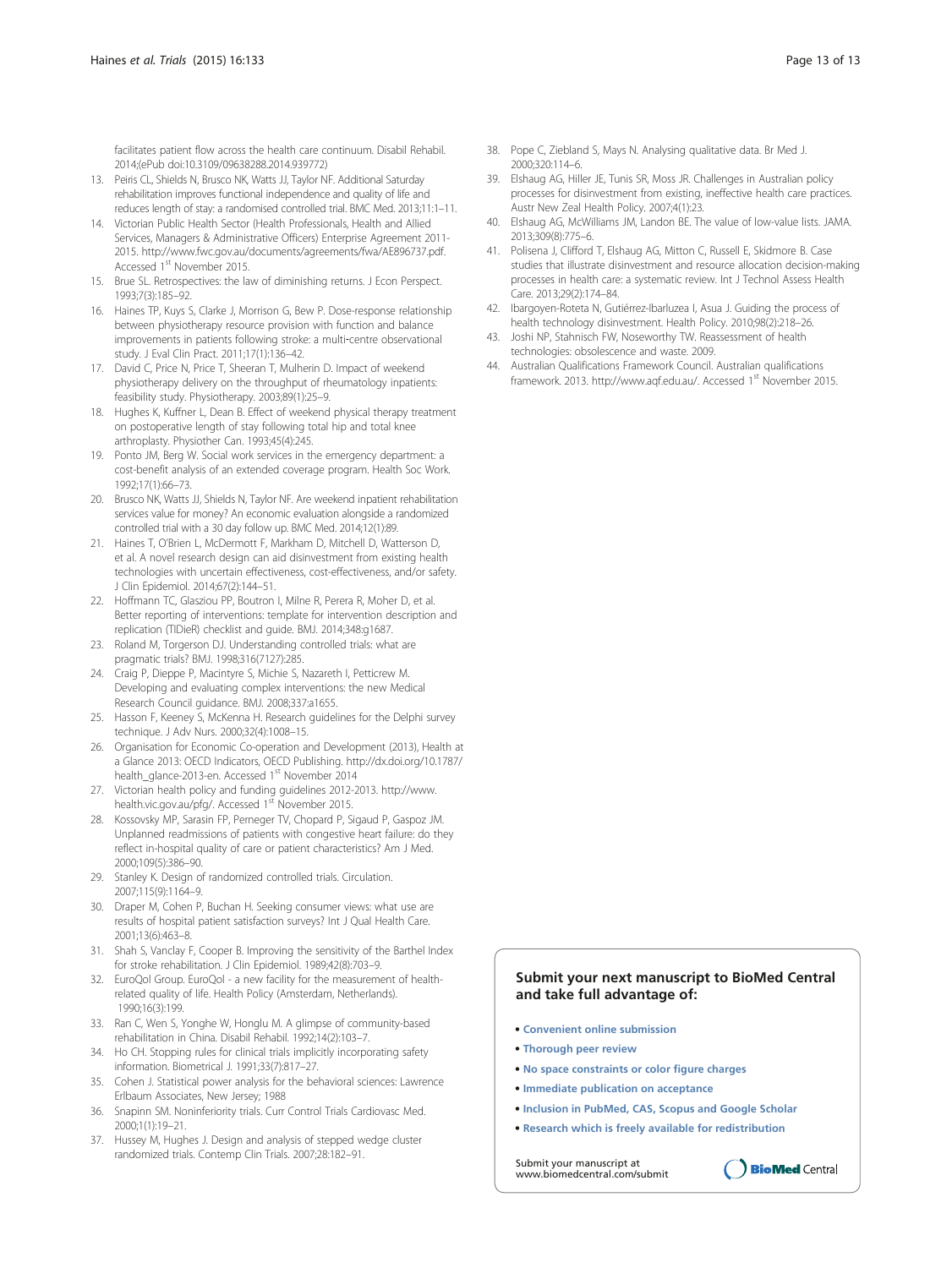facilitates patient flow across the health care continuum. Disabil Rehabil. 2014;(ePub doi:10.3109/09638288.2014.939772)

13. Peiris CL, Shields N, Brusco NK, Watts JJ, Taylor NF. Additional Saturday rehabilitation improves functional independence and quality of life and reduces length of stay: a randomised controlled trial. BMC Med. 2013;11:1–11.
14. Victorian Public Health Sector (Health Professionals, Health and Allied Services, Managers & Administrative Officers) Enterprise Agreement 2011-2015. http://www.fwc.gov.au/documents/agreements/fwa/AE896737.pdf. Accessed 1st November 2015.
15. Brue SL. Retrospectives: the law of diminishing returns. J Econ Perspect. 1993;7(3):185–92.
16. Haines TP, Kuys S, Clarke J, Morrison G, Bew P. Dose-response relationship between physiotherapy resource provision with function and balance improvements in patients following stroke: a multi-centre observational study. J Eval Clin Pract. 2011;17(1):136–42.
17. David C, Price N, Price T, Sheeran T, Mulherin D. Impact of weekend physiotherapy delivery on the throughput of rheumatology inpatients: feasibility study. Physiotherapy. 2003;89(1):25–9.
18. Hughes K, Kuffner L, Dean B. Effect of weekend physical therapy treatment on postoperative length of stay following total hip and total knee arthroplasty. Physiother Can. 1993;45(4):245.
19. Ponto JM, Berg W. Social work services in the emergency department: a cost-benefit analysis of an extended coverage program. Health Soc Work. 1992;17(1):66–73.
20. Brusco NK, Watts JJ, Shields N, Taylor NF. Are weekend inpatient rehabilitation services value for money? An economic evaluation alongside a randomized controlled trial with a 30 day follow up. BMC Med. 2014;12(1):89.
21. Haines T, O'Brien L, McDermott F, Markham D, Mitchell D, Watterson D, et al. A novel research design can aid disinvestment from existing health technologies with uncertain effectiveness, cost-effectiveness, and/or safety. J Clin Epidemiol. 2014;67(2):144–51.
22. Hoffmann TC, Glasziou PP, Boutron I, Milne R, Perera R, Moher D, et al. Better reporting of interventions: template for intervention description and replication (TIDieR) checklist and guide. BMJ. 2014;348:g1687.
23. Roland M, Torgerson DJ. Understanding controlled trials: what are pragmatic trials? BMJ. 1998;316(7127):285.
24. Craig P, Dieppe P, Macintyre S, Michie S, Nazareth I, Petticrew M. Developing and evaluating complex interventions: the new Medical Research Council guidance. BMJ. 2008;337:a1655.
25. Hasson F, Keeney S, McKenna H. Research guidelines for the Delphi survey technique. J Adv Nurs. 2000;32(4):1008–15.
26. Organisation for Economic Co-operation and Development (2013), Health at a Glance 2013: OECD Indicators, OECD Publishing. http://dx.doi.org/10.1787/health_glance-2013-en. Accessed 1st November 2014
27. Victorian health policy and funding guidelines 2012-2013. http://www.health.vic.gov.au/pfg/. Accessed 1st November 2015.
28. Kossovsky MP, Sarasin FP, Perneger TV, Chopard P, Sigaud P, Gaspoz JM. Unplanned readmissions of patients with congestive heart failure: do they reflect in-hospital quality of care or patient characteristics? Am J Med. 2000;109(5):386–90.
29. Stanley K. Design of randomized controlled trials. Circulation. 2007;115(9):1164–9.
30. Draper M, Cohen P, Buchan H. Seeking consumer views: what use are results of hospital patient satisfaction surveys? Int J Qual Health Care. 2001;13(6):463–8.
31. Shah S, Vanclay F, Cooper B. Improving the sensitivity of the Barthel Index for stroke rehabilitation. J Clin Epidemiol. 1989;42(8):703–9.
32. EuroQol Group. EuroQol - a new facility for the measurement of health-related quality of life. Health Policy (Amsterdam, Netherlands). 1990;16(3):199.
33. Ran C, Wen S, Yonghe W, Honglu M. A glimpse of community-based rehabilitation in China. Disabil Rehabil. 1992;14(2):103–7.
34. Ho CH. Stopping rules for clinical trials implicitly incorporating safety information. Biometrical J. 1991;33(7):817–27.
35. Cohen J. Statistical power analysis for the behavioral sciences: Lawrence Erlbaum Associates, New Jersey; 1988
36. Snapinn SM. Noninferiority trials. Curr Control Trials Cardiovasc Med. 2000;1(1):19–21.
37. Hussey M, Hughes J. Design and analysis of stepped wedge cluster randomized trials. Contemp Clin Trials. 2007;28:182–91.
38. Pope C, Ziebland S, Mays N. Analysing qualitative data. Br Med J. 2000;320:114–6.
39. Elshaug AG, Hiller JE, Tunis SR, Moss JR. Challenges in Australian policy processes for disinvestment from existing, ineffective health care practices. Austr New Zeal Health Policy. 2007;4(1):23.
40. Elshaug AG, McWilliams JM, Landon BE. The value of low-value lists. JAMA. 2013;309(8):775–6.
41. Polisena J, Clifford T, Elshaug AG, Mitton C, Russell E, Skidmore B. Case studies that illustrate disinvestment and resource allocation decision-making processes in health care: a systematic review. Int J Technol Assess Health Care. 2013;29(2):174–84.
42. Ibargoyen-Roteta N, Gutiérrez-Ibarluzea I, Asua J. Guiding the process of health technology disinvestment. Health Policy. 2010;98(2):218–26.
43. Joshi NP, Stahnisch FW, Noseworthy TW. Reassessment of health technologies: obsolescence and waste. 2009.
44. Australian Qualifications Framework Council. Australian qualifications framework. 2013. http://www.aqf.edu.au/. Accessed 1st November 2015.

**Submit your next manuscript to BioMed Central and take full advantage of:**

- Convenient online submission
- Thorough peer review
- No space constraints or color figure charges
- Immediate publication on acceptance
- Inclusion in PubMed, CAS, Scopus and Google Scholar
- Research which is freely available for redistribution

Submit your manuscript at
www.biomedcentral.com/submit

BioMed Central